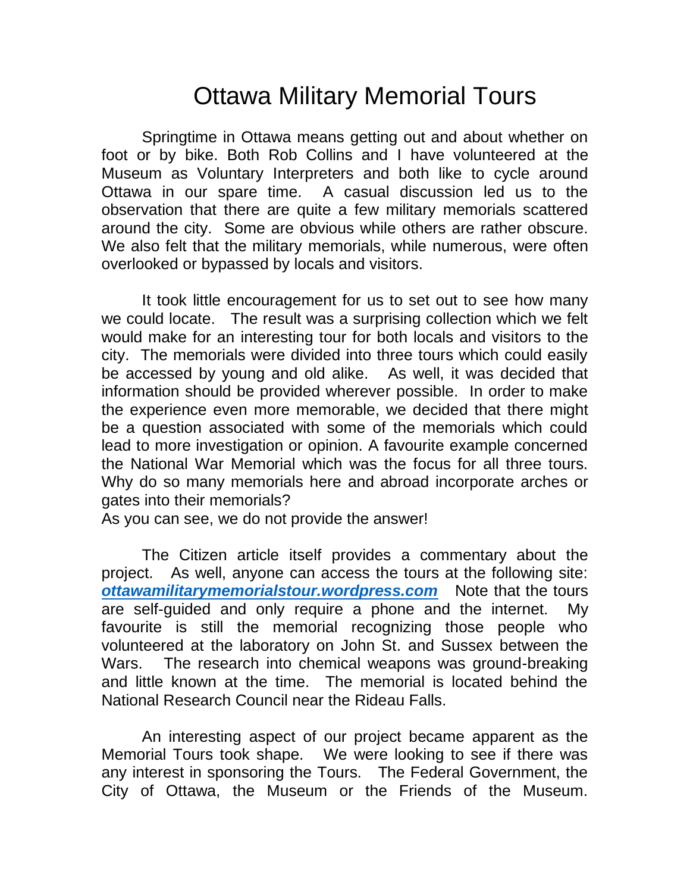# Ottawa Military Memorial Tours

Springtime in Ottawa means getting out and about whether on foot or by bike. Both Rob Collins and I have volunteered at the Museum as Voluntary Interpreters and both like to cycle around Ottawa in our spare time. A casual discussion led us to the observation that there are quite a few military memorials scattered around the city. Some are obvious while others are rather obscure. We also felt that the military memorials, while numerous, were often overlooked or bypassed by locals and visitors.

It took little encouragement for us to set out to see how many we could locate. The result was a surprising collection which we felt would make for an interesting tour for both locals and visitors to the city. The memorials were divided into three tours which could easily be accessed by young and old alike. As well, it was decided that information should be provided wherever possible. In order to make the experience even more memorable, we decided that there might be a question associated with some of the memorials which could lead to more investigation or opinion. A favourite example concerned the National War Memorial which was the focus for all three tours. Why do so many memorials here and abroad incorporate arches or gates into their memorials?
As you can see, we do not provide the answer!

The Citizen article itself provides a commentary about the project. As well, anyone can access the tours at the following site: ***ottawamilitarymemorialstour.wordpress.com*** Note that the tours are self-guided and only require a phone and the internet. My favourite is still the memorial recognizing those people who volunteered at the laboratory on John St. and Sussex between the Wars. The research into chemical weapons was ground-breaking and little known at the time. The memorial is located behind the National Research Council near the Rideau Falls.

An interesting aspect of our project became apparent as the Memorial Tours took shape. We were looking to see if there was any interest in sponsoring the Tours. The Federal Government, the City of Ottawa, the Museum or the Friends of the Museum.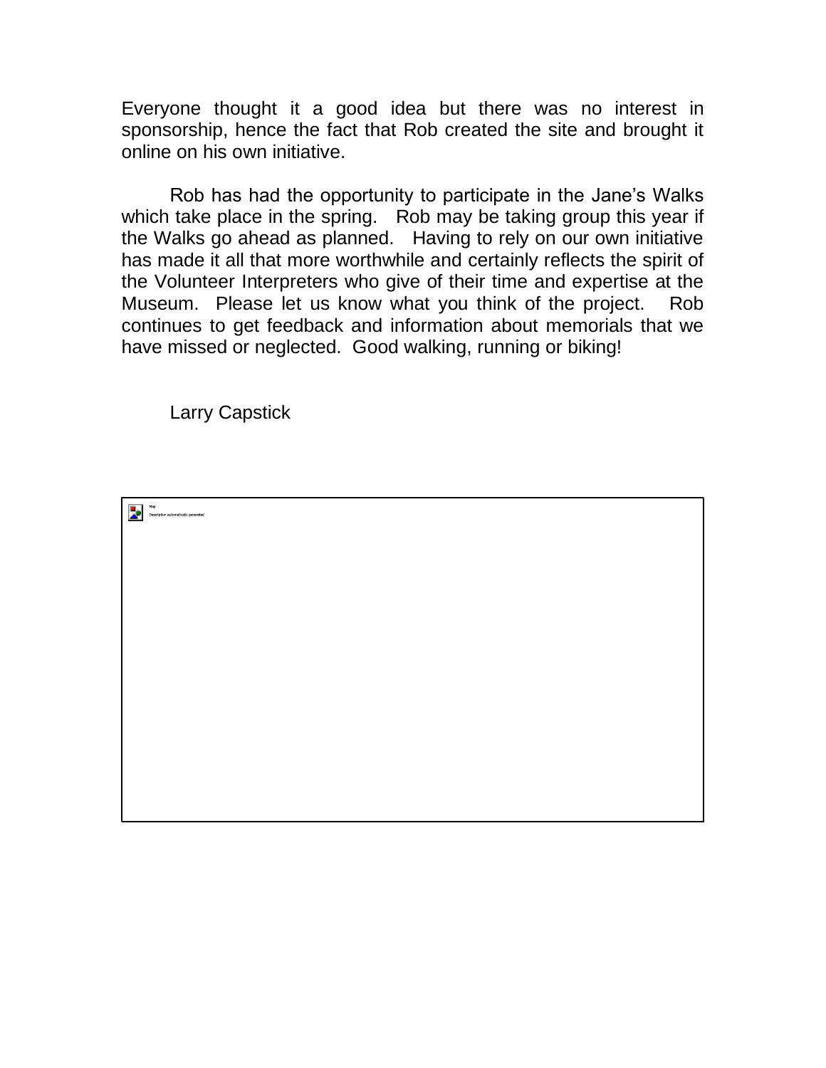Everyone thought it a good idea but there was no interest in sponsorship, hence the fact that Rob created the site and brought it online on his own initiative.

Rob has had the opportunity to participate in the Jane's Walks which take place in the spring. Rob may be taking group this year if the Walks go ahead as planned. Having to rely on our own initiative has made it all that more worthwhile and certainly reflects the spirit of the Volunteer Interpreters who give of their time and expertise at the Museum. Please let us know what you think of the project. Rob continues to get feedback and information about memorials that we have missed or neglected. Good walking, running or biking!

Larry Capstick